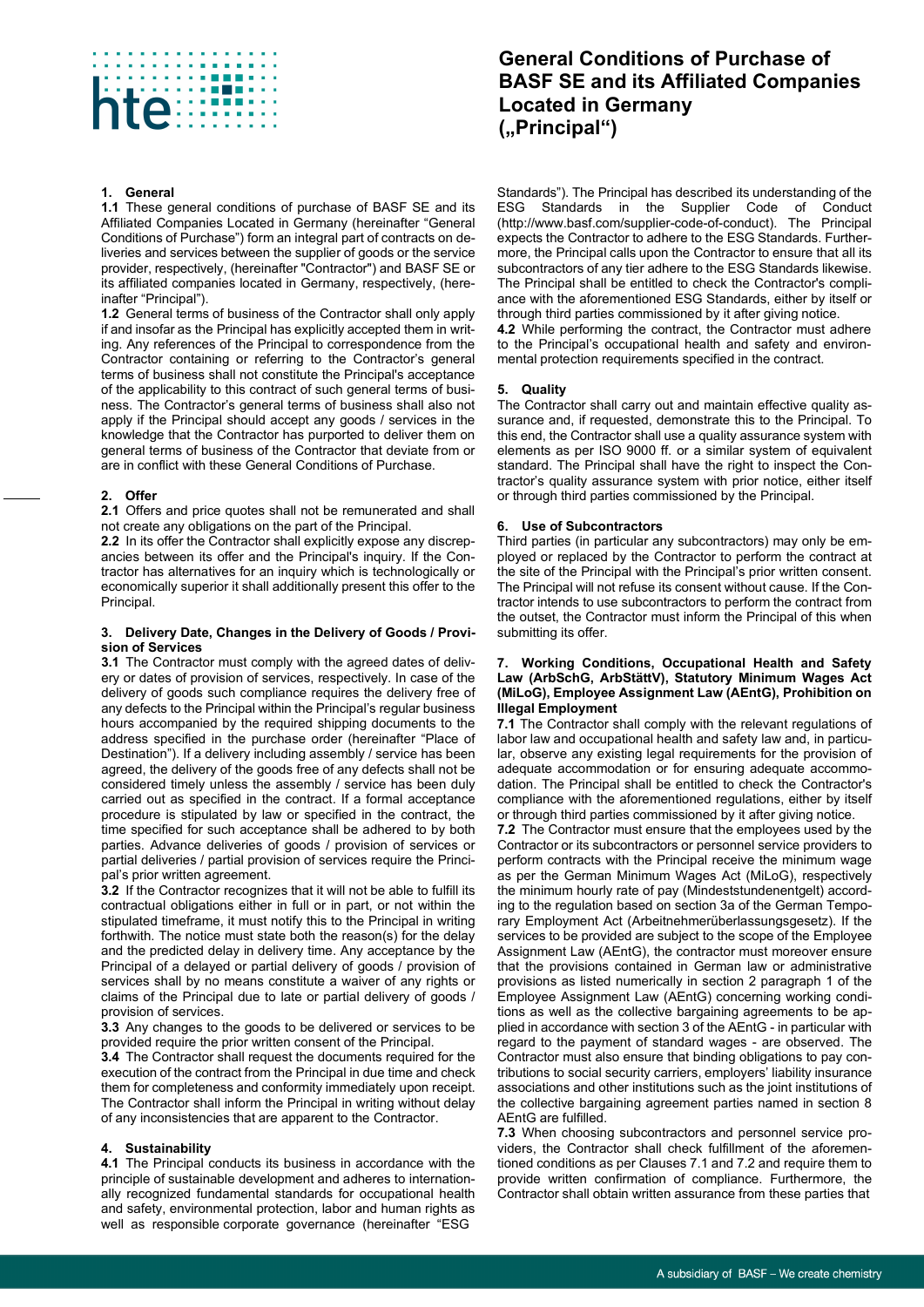# General Conditions of Purchase of BASF SE and its Affiliated Companies Located in Germany („Principal“)

## 1. General

**1.1** These general conditions of purchase of BASF SE and its Affiliated Companies Located in Germany (hereinafter "General Conditions of Purchase") form an integral part of contracts on deliveries and services between the supplier of goods or the service provider, respectively, (hereinafter "Contractor") and BASF SE or its affiliated companies located in Germany, respectively, (hereinafter "Principal").

**1.2** General terms of business of the Contractor shall only apply if and insofar as the Principal has explicitly accepted them in writing. Any references of the Principal to correspondence from the Contractor containing or referring to the Contractor's general terms of business shall not constitute the Principal's acceptance of the applicability to this contract of such general terms of business. The Contractor's general terms of business shall also not apply if the Principal should accept any goods / services in the knowledge that the Contractor has purported to deliver them on general terms of business of the Contractor that deviate from or are in conflict with these General Conditions of Purchase.

## 2. Offer

**2.1** Offers and price quotes shall not be remunerated and shall not create any obligations on the part of the Principal.

**2.2** In its offer the Contractor shall explicitly expose any discrepancies between its offer and the Principal's inquiry. If the Contractor has alternatives for an inquiry which is technologically or economically superior it shall additionally present this offer to the Principal.

## 3. Delivery Date, Changes in the Delivery of Goods / Provision of Services

**3.1** The Contractor must comply with the agreed dates of delivery or dates of provision of services, respectively. In case of the delivery of goods such compliance requires the delivery free of any defects to the Principal within the Principal's regular business hours accompanied by the required shipping documents to the address specified in the purchase order (hereinafter "Place of Destination"). If a delivery including assembly / service has been agreed, the delivery of the goods free of any defects shall not be considered timely unless the assembly / service has been duly carried out as specified in the contract. If a formal acceptance procedure is stipulated by law or specified in the contract, the time specified for such acceptance shall be adhered to by both parties. Advance deliveries of goods / provision of services or partial deliveries / partial provision of services require the Principal's prior written agreement.

**3.2** If the Contractor recognizes that it will not be able to fulfill its contractual obligations either in full or in part, or not within the stipulated timeframe, it must notify this to the Principal in writing forthwith. The notice must state both the reason(s) for the delay and the predicted delay in delivery time. Any acceptance by the Principal of a delayed or partial delivery of goods / provision of services shall by no means constitute a waiver of any rights or claims of the Principal due to late or partial delivery of goods / provision of services.

**3.3** Any changes to the goods to be delivered or services to be provided require the prior written consent of the Principal.

**3.4** The Contractor shall request the documents required for the execution of the contract from the Principal in due time and check them for completeness and conformity immediately upon receipt. The Contractor shall inform the Principal in writing without delay of any inconsistencies that are apparent to the Contractor.

## 4. Sustainability

**4.1** The Principal conducts its business in accordance with the principle of sustainable development and adheres to internationally recognized fundamental standards for occupational health and safety, environmental protection, labor and human rights as well as responsible corporate governance (hereinafter "ESG Standards"). The Principal has described its understanding of the ESG Standards in the Supplier Code of Conduct (http://www.basf.com/supplier-code-of-conduct). The Principal expects the Contractor to adhere to the ESG Standards. Furthermore, the Principal calls upon the Contractor to ensure that all its subcontractors of any tier adhere to the ESG Standards likewise. The Principal shall be entitled to check the Contractor's compliance with the aforementioned ESG Standards, either by itself or through third parties commissioned by it after giving notice.

**4.2** While performing the contract, the Contractor must adhere to the Principal's occupational health and safety and environmental protection requirements specified in the contract.

## 5. Quality

The Contractor shall carry out and maintain effective quality assurance and, if requested, demonstrate this to the Principal. To this end, the Contractor shall use a quality assurance system with elements as per ISO 9000 ff. or a similar system of equivalent standard. The Principal shall have the right to inspect the Contractor's quality assurance system with prior notice, either itself or through third parties commissioned by the Principal.

## 6. Use of Subcontractors

Third parties (in particular any subcontractors) may only be employed or replaced by the Contractor to perform the contract at the site of the Principal with the Principal's prior written consent. The Principal will not refuse its consent without cause. If the Contractor intends to use subcontractors to perform the contract from the outset, the Contractor must inform the Principal of this when submitting its offer.

## 7. Working Conditions, Occupational Health and Safety Law (ArbSchG, ArbStättV), Statutory Minimum Wages Act (MiLoG), Employee Assignment Law (AEntG), Prohibition on Illegal Employment

**7.1** The Contractor shall comply with the relevant regulations of labor law and occupational health and safety law and, in particular, observe any existing legal requirements for the provision of adequate accommodation or for ensuring adequate accommodation. The Principal shall be entitled to check the Contractor's compliance with the aforementioned regulations, either by itself or through third parties commissioned by it after giving notice.

**7.2** The Contractor must ensure that the employees used by the Contractor or its subcontractors or personnel service providers to perform contracts with the Principal receive the minimum wage as per the German Minimum Wages Act (MiLoG), respectively the minimum hourly rate of pay (Mindeststundenentgelt) according to the regulation based on section 3a of the German Temporary Employment Act (Arbeitnehmerüberlassungsgesetz). If the services to be provided are subject to the scope of the Employee Assignment Law (AEntG), the contractor must moreover ensure that the provisions contained in German law or administrative provisions as listed numerically in section 2 paragraph 1 of the Employee Assignment Law (AEntG) concerning working conditions as well as the collective bargaining agreements to be applied in accordance with section 3 of the AEntG - in particular with regard to the payment of standard wages - are observed. The Contractor must also ensure that binding obligations to pay contributions to social security carriers, employers' liability insurance associations and other institutions such as the joint institutions of the collective bargaining agreement parties named in section 8 AEntG are fulfilled.

**7.3** When choosing subcontractors and personnel service providers, the Contractor shall check fulfillment of the aforementioned conditions as per Clauses 7.1 and 7.2 and require them to provide written confirmation of compliance. Furthermore, the Contractor shall obtain written assurance from these parties that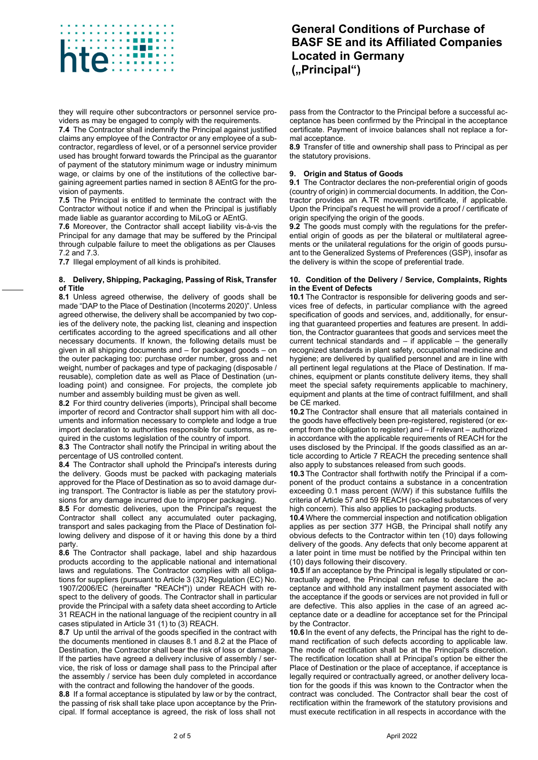they will require other subcontractors or personnel service providers as may be engaged to comply with the requirements.

**7.4** The Contractor shall indemnify the Principal against justified claims any employee of the Contractor or any employee of a subcontractor, regardless of level, or of a personnel service provider used has brought forward towards the Principal as the guarantor of payment of the statutory minimum wage or industry minimum wage, or claims by one of the institutions of the collective bargaining agreement parties named in section 8 AEntG for the provision of payments.

**7.5** The Principal is entitled to terminate the contract with the Contractor without notice if and when the Principal is justifiably made liable as guarantor according to MiLoG or AEntG.

**7.6** Moreover, the Contractor shall accept liability vis-à-vis the Principal for any damage that may be suffered by the Principal through culpable failure to meet the obligations as per Clauses 7.2 and 7.3.

**7.7** Illegal employment of all kinds is prohibited.

## 8. Delivery, Shipping, Packaging, Passing of Risk, Transfer of Title

**8.1** Unless agreed otherwise, the delivery of goods shall be made "DAP to the Place of Destination (Incoterms 2020)". Unless agreed otherwise, the delivery shall be accompanied by two copies of the delivery note, the packing list, cleaning and inspection certificates according to the agreed specifications and all other necessary documents. If known, the following details must be given in all shipping documents and – for packaged goods – on the outer packaging too: purchase order number, gross and net weight, number of packages and type of packaging (disposable / reusable), completion date as well as Place of Destination (unloading point) and consignee. For projects, the complete job number and assembly building must be given as well.

**8.2** For third country deliveries (imports), Principal shall become importer of record and Contractor shall support him with all documents and information necessary to complete and lodge a true import declaration to authorities responsible for customs, as required in the customs legislation of the country of import.

**8.3** The Contractor shall notify the Principal in writing about the percentage of US controlled content.

**8.4** The Contractor shall uphold the Principal's interests during the delivery. Goods must be packed with packaging materials approved for the Place of Destination as so to avoid damage during transport. The Contractor is liable as per the statutory provisions for any damage incurred due to improper packaging.

**8.5** For domestic deliveries, upon the Principal's request the Contractor shall collect any accumulated outer packaging, transport and sales packaging from the Place of Destination following delivery and dispose of it or having this done by a third party.

**8.6** The Contractor shall package, label and ship hazardous products according to the applicable national and international laws and regulations. The Contractor complies with all obligations for suppliers (pursuant to Article 3 (32) Regulation (EC) No. 1907/2006/EC (hereinafter "REACH")) under REACH with respect to the delivery of goods. The Contractor shall in particular provide the Principal with a safety data sheet according to Article 31 REACH in the national language of the recipient country in all cases stipulated in Article 31 (1) to (3) REACH.

**8.7** Up until the arrival of the goods specified in the contract with the documents mentioned in clauses 8.1 and 8.2 at the Place of Destination, the Contractor shall bear the risk of loss or damage. If the parties have agreed a delivery inclusive of assembly / service, the risk of loss or damage shall pass to the Principal after the assembly / service has been duly completed in accordance with the contract and following the handover of the goods.

**8.8** If a formal acceptance is stipulated by law or by the contract, the passing of risk shall take place upon acceptance by the Principal. If formal acceptance is agreed, the risk of loss shall not pass from the Contractor to the Principal before a successful acceptance has been confirmed by the Principal in the acceptance certificate. Payment of invoice balances shall not replace a formal acceptance.

**8.9** Transfer of title and ownership shall pass to Principal as per the statutory provisions.

## 9. Origin and Status of Goods

**9.1** The Contractor declares the non-preferential origin of goods (country of origin) in commercial documents. In addition, the Contractor provides an A.TR movement certificate, if applicable. Upon the Principal's request he will provide a proof / certificate of origin specifying the origin of the goods.

**9.2** The goods must comply with the regulations for the preferential origin of goods as per the bilateral or multilateral agreements or the unilateral regulations for the origin of goods pursuant to the Generalized Systems of Preferences (GSP), insofar as the delivery is within the scope of preferential trade.

## 10. Condition of the Delivery / Service, Complaints, Rights in the Event of Defects

**10.1** The Contractor is responsible for delivering goods and services free of defects, in particular compliance with the agreed specification of goods and services, and, additionally, for ensuring that guaranteed properties and features are present. In addition, the Contractor guarantees that goods and services meet the current technical standards and – if applicable – the generally recognized standards in plant safety, occupational medicine and hygiene; are delivered by qualified personnel and are in line with all pertinent legal regulations at the Place of Destination. If machines, equipment or plants constitute delivery items, they shall meet the special safety requirements applicable to machinery, equipment and plants at the time of contract fulfillment, and shall be CE marked.

**10.2** The Contractor shall ensure that all materials contained in the goods have effectively been pre-registered, registered (or exempt from the obligation to register) and – if relevant – authorized in accordance with the applicable requirements of REACH for the uses disclosed by the Principal. If the goods classified as an article according to Article 7 REACH the preceding sentence shall also apply to substances released from such goods.

**10.3** The Contractor shall forthwith notify the Principal if a component of the product contains a substance in a concentration exceeding 0.1 mass percent (W/W) if this substance fulfills the criteria of Article 57 and 59 REACH (so-called substances of very high concern). This also applies to packaging products.

**10.4** Where the commercial inspection and notification obligation applies as per section 377 HGB, the Principal shall notify any obvious defects to the Contractor within ten (10) days following delivery of the goods. Any defects that only become apparent at a later point in time must be notified by the Principal within ten (10) days following their discovery.

**10.5** If an acceptance by the Principal is legally stipulated or contractually agreed, the Principal can refuse to declare the acceptance and withhold any installment payment associated with the acceptance if the goods or services are not provided in full or are defective. This also applies in the case of an agreed acceptance date or a deadline for acceptance set for the Principal by the Contractor.

**10.6** In the event of any defects, the Principal has the right to demand rectification of such defects according to applicable law. The mode of rectification shall be at the Principal's discretion. The rectification location shall at Principal's option be either the Place of Destination or the place of acceptance, if acceptance is legally required or contractually agreed, or another delivery location for the goods if this was known to the Contractor when the contract was concluded. The Contractor shall bear the cost of rectification within the framework of the statutory provisions and must execute rectification in all respects in accordance with the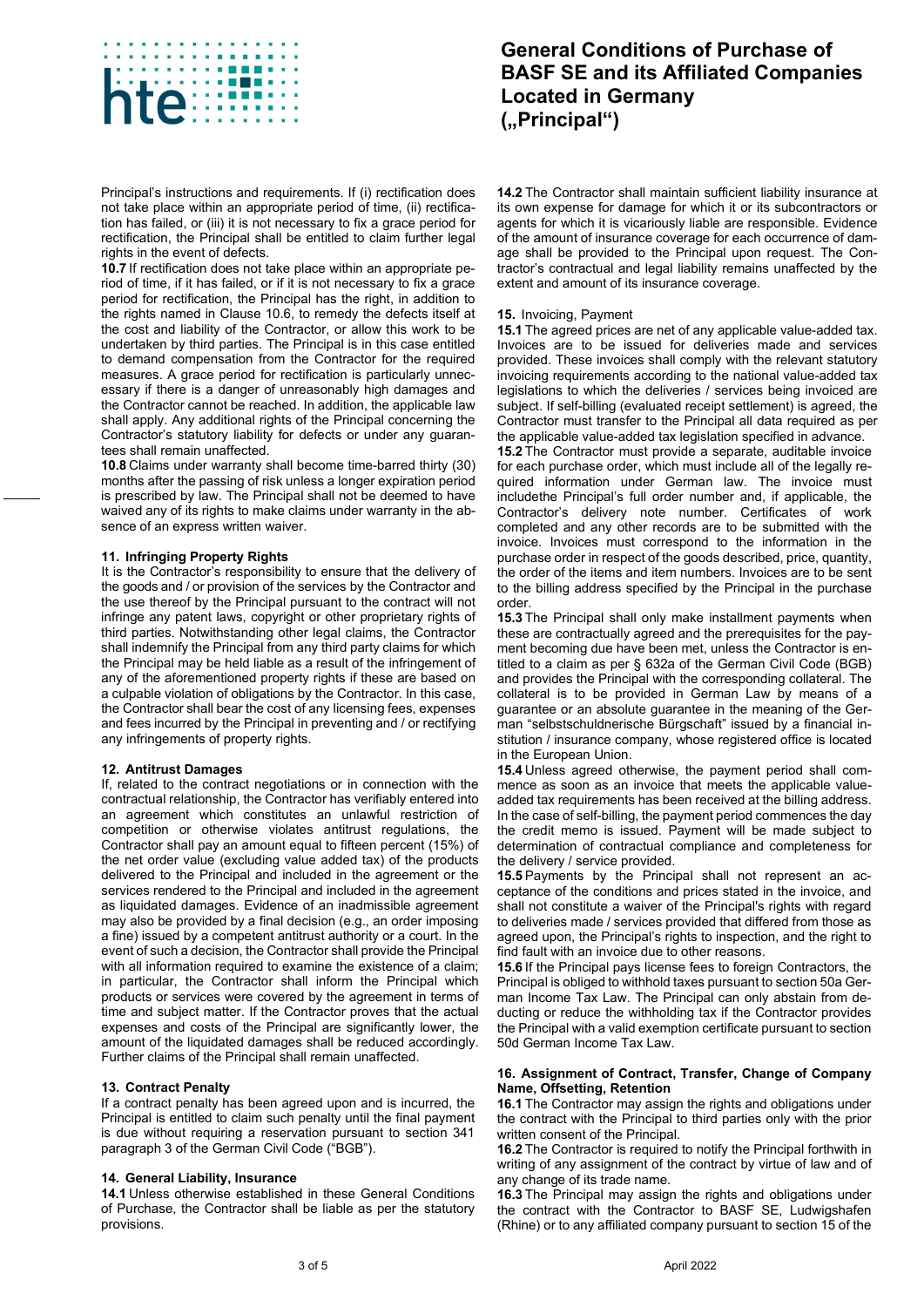Principal's instructions and requirements. If (i) rectification does not take place within an appropriate period of time, (ii) rectification has failed, or (iii) it is not necessary to fix a grace period for rectification, the Principal shall be entitled to claim further legal rights in the event of defects.

**10.7** If rectification does not take place within an appropriate period of time, if it has failed, or if it is not necessary to fix a grace period for rectification, the Principal has the right, in addition to the rights named in Clause 10.6, to remedy the defects itself at the cost and liability of the Contractor, or allow this work to be undertaken by third parties. The Principal is in this case entitled to demand compensation from the Contractor for the required measures. A grace period for rectification is particularly unnecessary if there is a danger of unreasonably high damages and the Contractor cannot be reached. In addition, the applicable law shall apply. Any additional rights of the Principal concerning the Contractor's statutory liability for defects or under any guarantees shall remain unaffected.

**10.8** Claims under warranty shall become time-barred thirty (30) months after the passing of risk unless a longer expiration period is prescribed by law. The Principal shall not be deemed to have waived any of its rights to make claims under warranty in the absence of an express written waiver.

## 11. Infringing Property Rights

It is the Contractor's responsibility to ensure that the delivery of the goods and / or provision of the services by the Contractor and the use thereof by the Principal pursuant to the contract will not infringe any patent laws, copyright or other proprietary rights of third parties. Notwithstanding other legal claims, the Contractor shall indemnify the Principal from any third party claims for which the Principal may be held liable as a result of the infringement of any of the aforementioned property rights if these are based on a culpable violation of obligations by the Contractor. In this case, the Contractor shall bear the cost of any licensing fees, expenses and fees incurred by the Principal in preventing and / or rectifying any infringements of property rights.

## 12. Antitrust Damages

If, related to the contract negotiations or in connection with the contractual relationship, the Contractor has verifiably entered into an agreement which constitutes an unlawful restriction of competition or otherwise violates antitrust regulations, the Contractor shall pay an amount equal to fifteen percent (15%) of the net order value (excluding value added tax) of the products delivered to the Principal and included in the agreement or the services rendered to the Principal and included in the agreement as liquidated damages. Evidence of an inadmissible agreement may also be provided by a final decision (e.g., an order imposing a fine) issued by a competent antitrust authority or a court. In the event of such a decision, the Contractor shall provide the Principal with all information required to examine the existence of a claim; in particular, the Contractor shall inform the Principal which products or services were covered by the agreement in terms of time and subject matter. If the Contractor proves that the actual expenses and costs of the Principal are significantly lower, the amount of the liquidated damages shall be reduced accordingly. Further claims of the Principal shall remain unaffected.

## 13. Contract Penalty

If a contract penalty has been agreed upon and is incurred, the Principal is entitled to claim such penalty until the final payment is due without requiring a reservation pursuant to section 341 paragraph 3 of the German Civil Code ("BGB").

## 14. General Liability, Insurance

**14.1** Unless otherwise established in these General Conditions of Purchase, the Contractor shall be liable as per the statutory provisions.

**14.2** The Contractor shall maintain sufficient liability insurance at its own expense for damage for which it or its subcontractors or agents for which it is vicariously liable are responsible. Evidence of the amount of insurance coverage for each occurrence of damage shall be provided to the Principal upon request. The Contractor's contractual and legal liability remains unaffected by the extent and amount of its insurance coverage.

## 15. Invoicing, Payment

**15.1** The agreed prices are net of any applicable value-added tax. Invoices are to be issued for deliveries made and services provided. These invoices shall comply with the relevant statutory invoicing requirements according to the national value-added tax legislations to which the deliveries / services being invoiced are subject. If self-billing (evaluated receipt settlement) is agreed, the Contractor must transfer to the Principal all data required as per the applicable value-added tax legislation specified in advance.

**15.2** The Contractor must provide a separate, auditable invoice for each purchase order, which must include all of the legally required information under German law. The invoice must includethe Principal's full order number and, if applicable, the Contractor's delivery note number. Certificates of work completed and any other records are to be submitted with the invoice. Invoices must correspond to the information in the purchase order in respect of the goods described, price, quantity, the order of the items and item numbers. Invoices are to be sent to the billing address specified by the Principal in the purchase order.

**15.3** The Principal shall only make installment payments when these are contractually agreed and the prerequisites for the payment becoming due have been met, unless the Contractor is entitled to a claim as per § 632a of the German Civil Code (BGB) and provides the Principal with the corresponding collateral. The collateral is to be provided in German Law by means of a guarantee or an absolute guarantee in the meaning of the German "selbstschuldnerische Bürgschaft" issued by a financial institution / insurance company, whose registered office is located in the European Union.

**15.4** Unless agreed otherwise, the payment period shall commence as soon as an invoice that meets the applicable value-added tax requirements has been received at the billing address. In the case of self-billing, the payment period commences the day the credit memo is issued. Payment will be made subject to determination of contractual compliance and completeness for the delivery / service provided.

**15.5** Payments by the Principal shall not represent an acceptance of the conditions and prices stated in the invoice, and shall not constitute a waiver of the Principal's rights with regard to deliveries made / services provided that differed from those as agreed upon, the Principal's rights to inspection, and the right to find fault with an invoice due to other reasons.

**15.6** If the Principal pays license fees to foreign Contractors, the Principal is obliged to withhold taxes pursuant to section 50a German Income Tax Law. The Principal can only abstain from deducting or reduce the withholding tax if the Contractor provides the Principal with a valid exemption certificate pursuant to section 50d German Income Tax Law.

## 16. Assignment of Contract, Transfer, Change of Company Name, Offsetting, Retention

**16.1** The Contractor may assign the rights and obligations under the contract with the Principal to third parties only with the prior written consent of the Principal.

**16.2** The Contractor is required to notify the Principal forthwith in writing of any assignment of the contract by virtue of law and of any change of its trade name.

**16.3** The Principal may assign the rights and obligations under the contract with the Contractor to BASF SE, Ludwigshafen (Rhine) or to any affiliated company pursuant to section 15 of the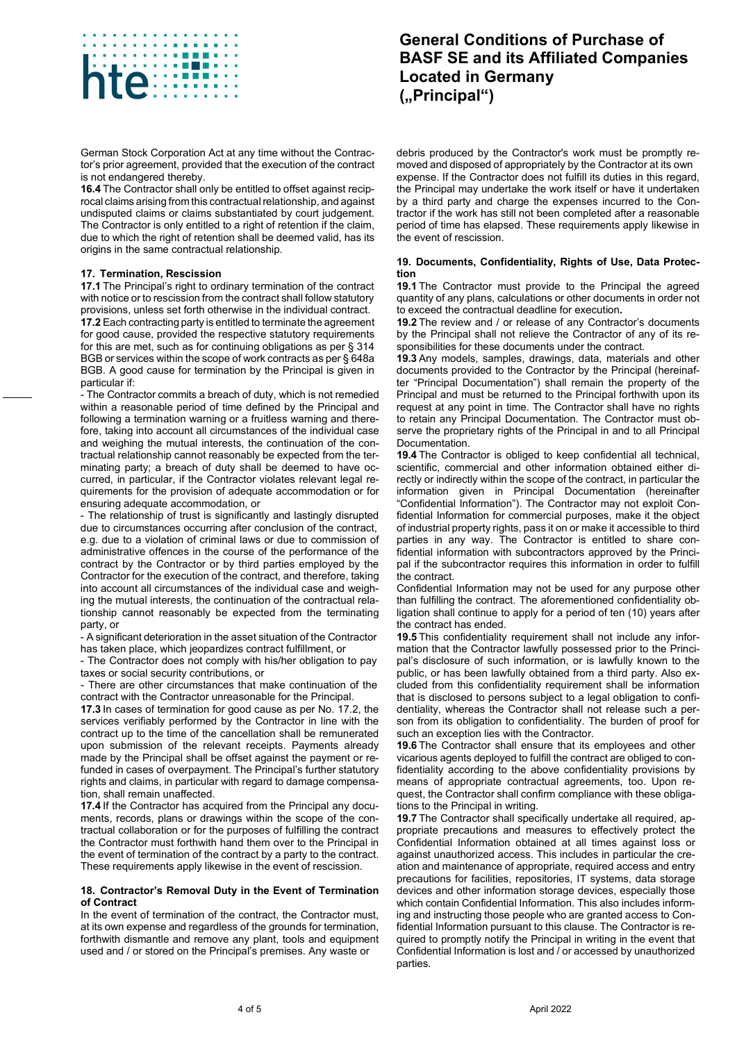German Stock Corporation Act at any time without the Contractor's prior agreement, provided that the execution of the contract is not endangered thereby.

**16.4** The Contractor shall only be entitled to offset against reciprocal claims arising from this contractual relationship, and against undisputed claims or claims substantiated by court judgement. The Contractor is only entitled to a right of retention if the claim, due to which the right of retention shall be deemed valid, has its origins in the same contractual relationship.

## 17. Termination, Rescission

**17.1** The Principal's right to ordinary termination of the contract with notice or to rescission from the contract shall follow statutory provisions, unless set forth otherwise in the individual contract.

**17.2** Each contracting party is entitled to terminate the agreement for good cause, provided the respective statutory requirements for this are met, such as for continuing obligations as per § 314 BGB or services within the scope of work contracts as per § 648a BGB. A good cause for termination by the Principal is given in particular if:

- The Contractor commits a breach of duty, which is not remedied within a reasonable period of time defined by the Principal and following a termination warning or a fruitless warning and therefore, taking into account all circumstances of the individual case and weighing the mutual interests, the continuation of the contractual relationship cannot reasonably be expected from the terminating party; a breach of duty shall be deemed to have occurred, in particular, if the Contractor violates relevant legal requirements for the provision of adequate accommodation or for ensuring adequate accommodation, or
- The relationship of trust is significantly and lastingly disrupted due to circumstances occurring after conclusion of the contract, e.g. due to a violation of criminal laws or due to commission of administrative offences in the course of the performance of the contract by the Contractor or by third parties employed by the Contractor for the execution of the contract, and therefore, taking into account all circumstances of the individual case and weighing the mutual interests, the continuation of the contractual relationship cannot reasonably be expected from the terminating party, or
- A significant deterioration in the asset situation of the Contractor has taken place, which jeopardizes contract fulfillment, or
- The Contractor does not comply with his/her obligation to pay taxes or social security contributions, or
- There are other circumstances that make continuation of the contract with the Contractor unreasonable for the Principal.

**17.3** In cases of termination for good cause as per No. 17.2, the services verifiably performed by the Contractor in line with the contract up to the time of the cancellation shall be remunerated upon submission of the relevant receipts. Payments already made by the Principal shall be offset against the payment or refunded in cases of overpayment. The Principal's further statutory rights and claims, in particular with regard to damage compensation, shall remain unaffected.

**17.4** If the Contractor has acquired from the Principal any documents, records, plans or drawings within the scope of the contractual collaboration or for the purposes of fulfilling the contract the Contractor must forthwith hand them over to the Principal in the event of termination of the contract by a party to the contract. These requirements apply likewise in the event of rescission.

## 18. Contractor's Removal Duty in the Event of Termination of Contract

In the event of termination of the contract, the Contractor must, at its own expense and regardless of the grounds for termination, forthwith dismantle and remove any plant, tools and equipment used and / or stored on the Principal's premises. Any waste or debris produced by the Contractor's work must be promptly removed and disposed of appropriately by the Contractor at its own expense. If the Contractor does not fulfill its duties in this regard, the Principal may undertake the work itself or have it undertaken by a third party and charge the expenses incurred to the Contractor if the work has still not been completed after a reasonable period of time has elapsed. These requirements apply likewise in the event of rescission.

## 19. Documents, Confidentiality, Rights of Use, Data Protection

**19.1** The Contractor must provide to the Principal the agreed quantity of any plans, calculations or other documents in order not to exceed the contractual deadline for execution.

**19.2** The review and / or release of any Contractor's documents by the Principal shall not relieve the Contractor of any of its responsibilities for these documents under the contract.

**19.3** Any models, samples, drawings, data, materials and other documents provided to the Contractor by the Principal (hereinafter "Principal Documentation") shall remain the property of the Principal and must be returned to the Principal forthwith upon its request at any point in time. The Contractor shall have no rights to retain any Principal Documentation. The Contractor must observe the proprietary rights of the Principal in and to all Principal Documentation.

**19.4** The Contractor is obliged to keep confidential all technical, scientific, commercial and other information obtained either directly or indirectly within the scope of the contract, in particular the information given in Principal Documentation (hereinafter "Confidential Information"). The Contractor may not exploit Confidential Information for commercial purposes, make it the object of industrial property rights, pass it on or make it accessible to third parties in any way. The Contractor is entitled to share confidential information with subcontractors approved by the Principal if the subcontractor requires this information in order to fulfill the contract.

Confidential Information may not be used for any purpose other than fulfilling the contract. The aforementioned confidentiality obligation shall continue to apply for a period of ten (10) years after the contract has ended.

**19.5** This confidentiality requirement shall not include any information that the Contractor lawfully possessed prior to the Principal's disclosure of such information, or is lawfully known to the public, or has been lawfully obtained from a third party. Also excluded from this confidentiality requirement shall be information that is disclosed to persons subject to a legal obligation to confidentiality, whereas the Contractor shall not release such a person from its obligation to confidentiality. The burden of proof for such an exception lies with the Contractor.

**19.6** The Contractor shall ensure that its employees and other vicarious agents deployed to fulfill the contract are obliged to confidentiality according to the above confidentiality provisions by means of appropriate contractual agreements, too. Upon request, the Contractor shall confirm compliance with these obligations to the Principal in writing.

**19.7** The Contractor shall specifically undertake all required, appropriate precautions and measures to effectively protect the Confidential Information obtained at all times against loss or against unauthorized access. This includes in particular the creation and maintenance of appropriate, required access and entry precautions for facilities, repositories, IT systems, data storage devices and other information storage devices, especially those which contain Confidential Information. This also includes informing and instructing those people who are granted access to Confidential Information pursuant to this clause. The Contractor is required to promptly notify the Principal in writing in the event that Confidential Information is lost and / or accessed by unauthorized parties.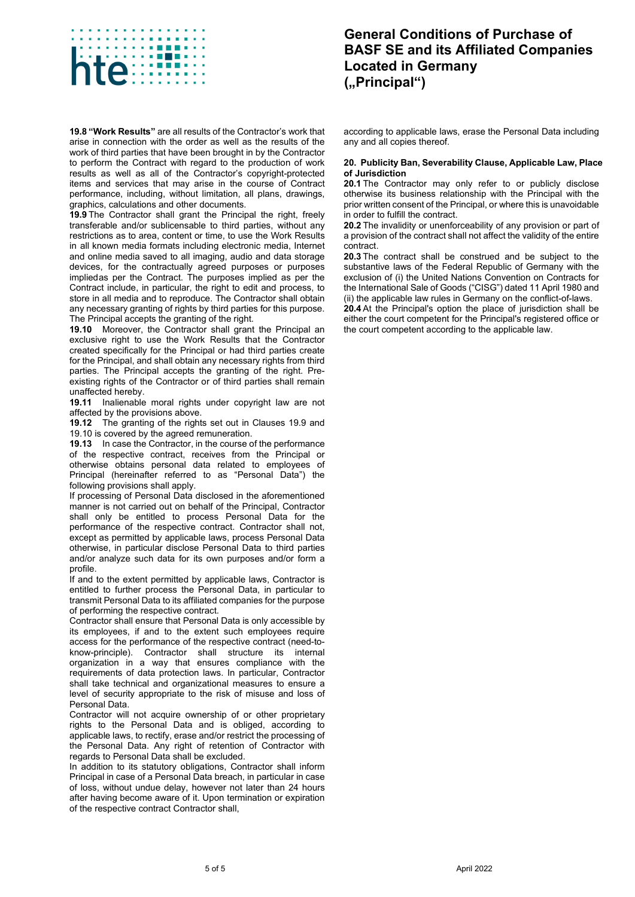**19.8 "Work Results"** are all results of the Contractor's work that arise in connection with the order as well as the results of the work of third parties that have been brought in by the Contractor to perform the Contract with regard to the production of work results as well as all of the Contractor's copyright-protected items and services that may arise in the course of Contract performance, including, without limitation, all plans, drawings, graphics, calculations and other documents.

**19.9** The Contractor shall grant the Principal the right, freely transferable and/or sublicensable to third parties, without any restrictions as to area, content or time, to use the Work Results in all known media formats including electronic media, Internet and online media saved to all imaging, audio and data storage devices, for the contractually agreed purposes or purposes impliedas per the Contract. The purposes implied as per the Contract include, in particular, the right to edit and process, to store in all media and to reproduce. The Contractor shall obtain any necessary granting of rights by third parties for this purpose. The Principal accepts the granting of the right.

**19.10** Moreover, the Contractor shall grant the Principal an exclusive right to use the Work Results that the Contractor created specifically for the Principal or had third parties create for the Principal, and shall obtain any necessary rights from third parties. The Principal accepts the granting of the right. Pre-existing rights of the Contractor or of third parties shall remain unaffected hereby.

**19.11** Inalienable moral rights under copyright law are not affected by the provisions above.

**19.12** The granting of the rights set out in Clauses 19.9 and 19.10 is covered by the agreed remuneration.

**19.13** In case the Contractor, in the course of the performance of the respective contract, receives from the Principal or otherwise obtains personal data related to employees of Principal (hereinafter referred to as "Personal Data") the following provisions shall apply.

If processing of Personal Data disclosed in the aforementioned manner is not carried out on behalf of the Principal, Contractor shall only be entitled to process Personal Data for the performance of the respective contract. Contractor shall not, except as permitted by applicable laws, process Personal Data otherwise, in particular disclose Personal Data to third parties and/or analyze such data for its own purposes and/or form a profile.

If and to the extent permitted by applicable laws, Contractor is entitled to further process the Personal Data, in particular to transmit Personal Data to its affiliated companies for the purpose of performing the respective contract.

Contractor shall ensure that Personal Data is only accessible by its employees, if and to the extent such employees require access for the performance of the respective contract (need-to-know-principle). Contractor shall structure its internal organization in a way that ensures compliance with the requirements of data protection laws. In particular, Contractor shall take technical and organizational measures to ensure a level of security appropriate to the risk of misuse and loss of Personal Data.

Contractor will not acquire ownership of or other proprietary rights to the Personal Data and is obliged, according to applicable laws, to rectify, erase and/or restrict the processing of the Personal Data. Any right of retention of Contractor with regards to Personal Data shall be excluded.

In addition to its statutory obligations, Contractor shall inform Principal in case of a Personal Data breach, in particular in case of loss, without undue delay, however not later than 24 hours after having become aware of it. Upon termination or expiration of the respective contract Contractor shall, according to applicable laws, erase the Personal Data including any and all copies thereof.

## 20. Publicity Ban, Severability Clause, Applicable Law, Place of Jurisdiction

**20.1** The Contractor may only refer to or publicly disclose otherwise its business relationship with the Principal with the prior written consent of the Principal, or where this is unavoidable in order to fulfill the contract.

**20.2** The invalidity or unenforceability of any provision or part of a provision of the contract shall not affect the validity of the entire contract.

**20.3** The contract shall be construed and be subject to the substantive laws of the Federal Republic of Germany with the exclusion of (i) the United Nations Convention on Contracts for the International Sale of Goods ("CISG") dated 11 April 1980 and (ii) the applicable law rules in Germany on the conflict-of-laws.

**20.4** At the Principal's option the place of jurisdiction shall be either the court competent for the Principal's registered office or the court competent according to the applicable law.